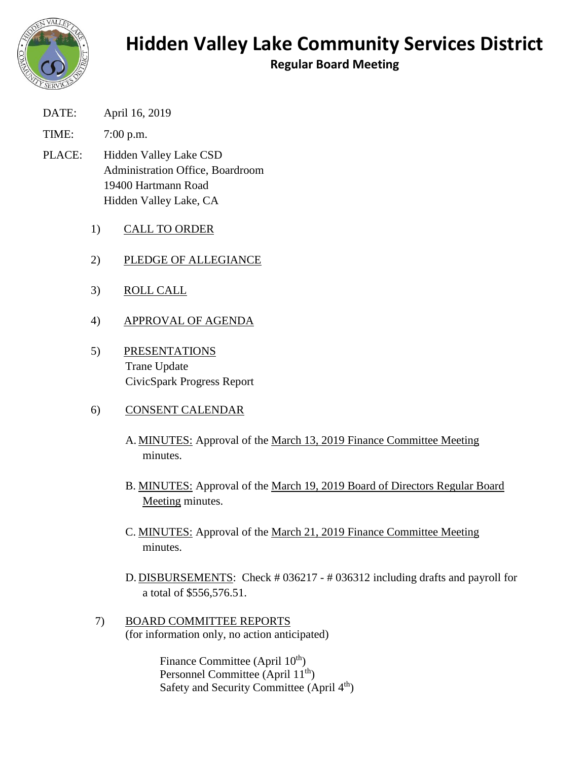# Hidden Valley Lake Community Services District

## Regular Board Meeting

DATE: April 16, 2019

TIME: 7:00 p.m.

PLACE: Hidden Valley Lake CSD
Administration Office, Boardroom
19400 Hartmann Road
Hidden Valley Lake, CA

1) CALL TO ORDER

2) PLEDGE OF ALLEGIANCE

3) ROLL CALL

4) APPROVAL OF AGENDA

5) PRESENTATIONS
Trane Update
CivicSpark Progress Report

6) CONSENT CALENDAR

A. MINUTES: Approval of the March 13, 2019 Finance Committee Meeting minutes.

B. MINUTES: Approval of the March 19, 2019 Board of Directors Regular Board Meeting minutes.

C. MINUTES: Approval of the March 21, 2019 Finance Committee Meeting minutes.

D. DISBURSEMENTS: Check # 036217 - # 036312 including drafts and payroll for a total of $556,576.51.

7) BOARD COMMITTEE REPORTS
(for information only, no action anticipated)

Finance Committee (April 10th)
Personnel Committee (April 11th)
Safety and Security Committee (April 4th)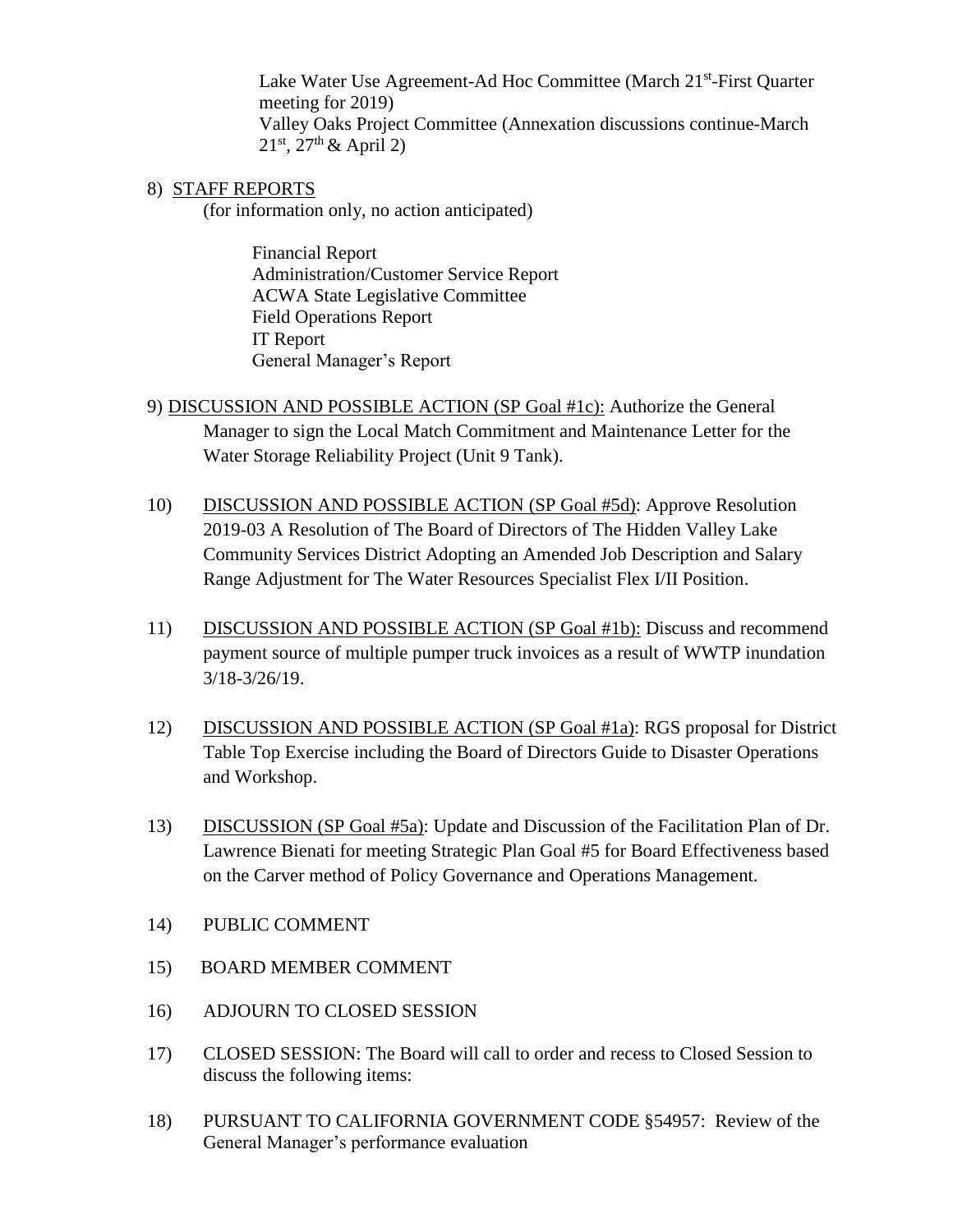Lake Water Use Agreement-Ad Hoc Committee (March 21st-First Quarter meeting for 2019)
Valley Oaks Project Committee (Annexation discussions continue-March 21st, 27th & April 2)

8) STAFF REPORTS
(for information only, no action anticipated)

Financial Report
Administration/Customer Service Report
ACWA State Legislative Committee
Field Operations Report
IT Report
General Manager's Report

9) DISCUSSION AND POSSIBLE ACTION (SP Goal #1c): Authorize the General Manager to sign the Local Match Commitment and Maintenance Letter for the Water Storage Reliability Project (Unit 9 Tank).

10) DISCUSSION AND POSSIBLE ACTION (SP Goal #5d): Approve Resolution 2019-03 A Resolution of The Board of Directors of The Hidden Valley Lake Community Services District Adopting an Amended Job Description and Salary Range Adjustment for The Water Resources Specialist Flex I/II Position.

11) DISCUSSION AND POSSIBLE ACTION (SP Goal #1b): Discuss and recommend payment source of multiple pumper truck invoices as a result of WWTP inundation 3/18-3/26/19.

12) DISCUSSION AND POSSIBLE ACTION (SP Goal #1a): RGS proposal for District Table Top Exercise including the Board of Directors Guide to Disaster Operations and Workshop.

13) DISCUSSION (SP Goal #5a): Update and Discussion of the Facilitation Plan of Dr. Lawrence Bienati for meeting Strategic Plan Goal #5 for Board Effectiveness based on the Carver method of Policy Governance and Operations Management.

14) PUBLIC COMMENT

15) BOARD MEMBER COMMENT

16) ADJOURN TO CLOSED SESSION

17) CLOSED SESSION: The Board will call to order and recess to Closed Session to discuss the following items:

18) PURSUANT TO CALIFORNIA GOVERNMENT CODE §54957: Review of the General Manager's performance evaluation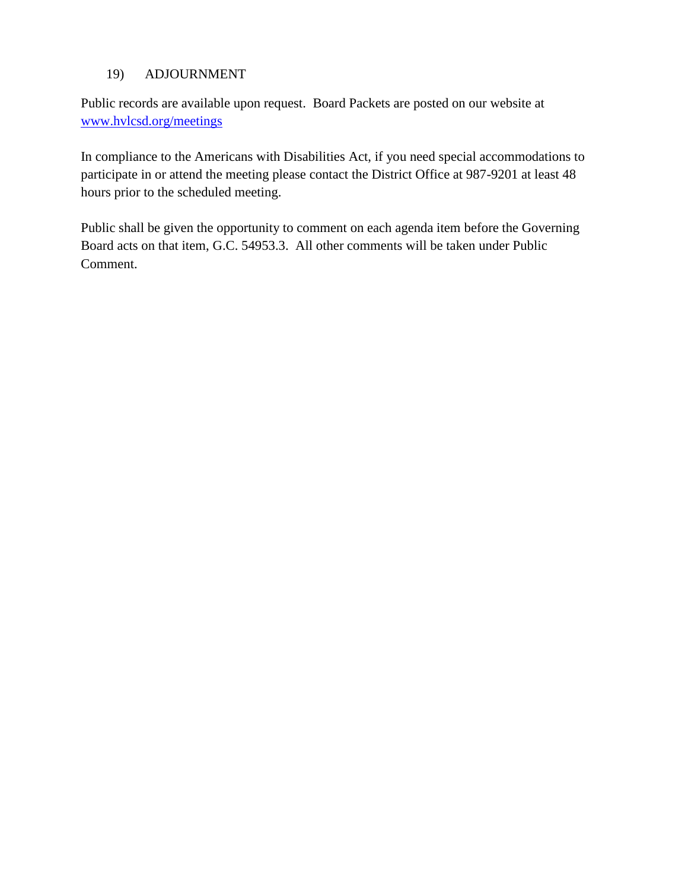19) ADJOURNMENT

Public records are available upon request. Board Packets are posted on our website at [www.hvlcsd.org/meetings](http://www.hvlcsd.org/meetings)

In compliance to the Americans with Disabilities Act, if you need special accommodations to participate in or attend the meeting please contact the District Office at 987-9201 at least 48 hours prior to the scheduled meeting.

Public shall be given the opportunity to comment on each agenda item before the Governing Board acts on that item, G.C. 54953.3. All other comments will be taken under Public Comment.